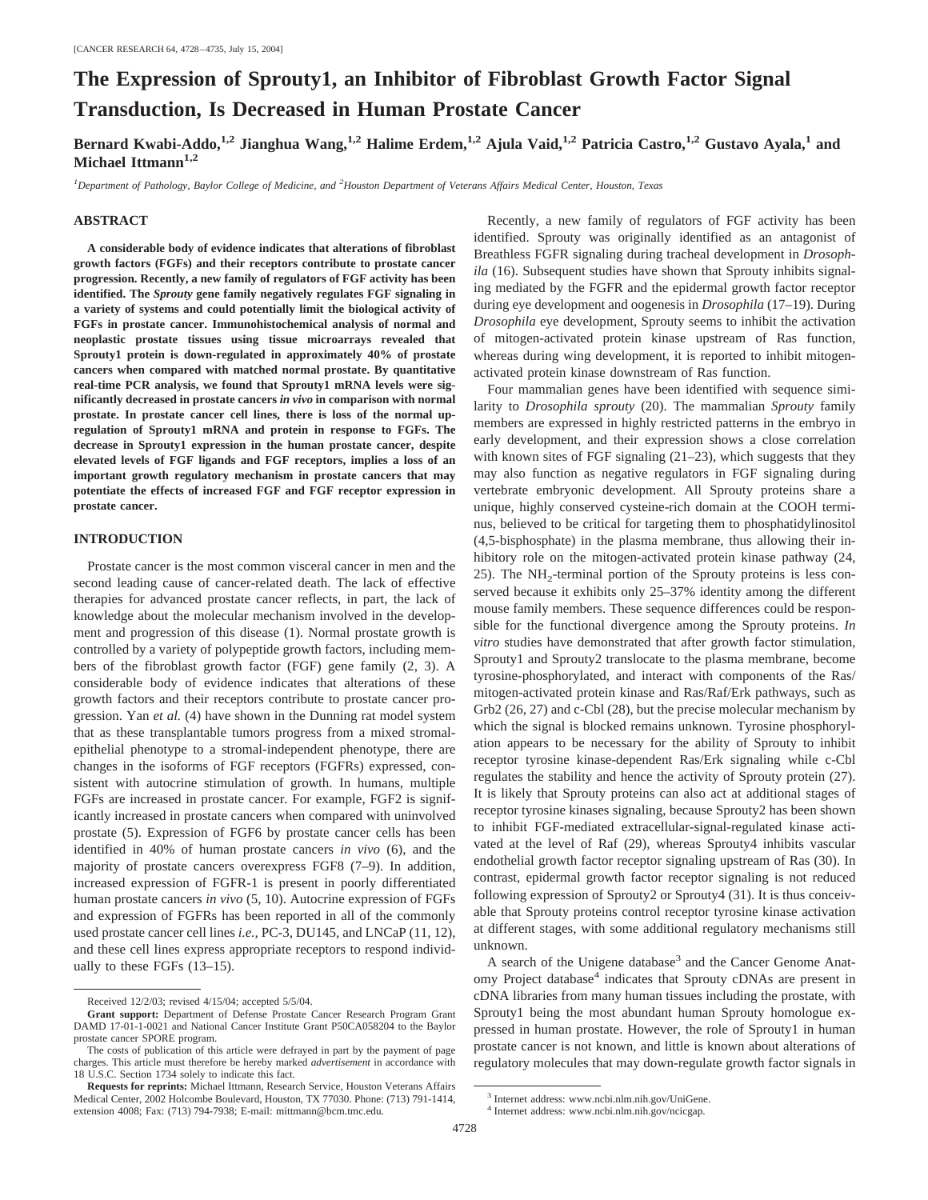# The Expression of Sprouty1, an Inhibitor of Fibroblast Growth Factor Signal Transduction, Is Decreased in Human Prostate Cancer

**Bernard Kwabi-Addo,[1,2] Jianghua Wang,[1,2] Halime Erdem,[1,2] Ajula Vaid,[1,2] Patricia Castro,[1,2] Gustavo Ayala,[1] and Michael Ittmann[1,2]**

[1]*Department of Pathology, Baylor College of Medicine, and* [2]*Houston Department of Veterans Affairs Medical Center, Houston, Texas*

## ABSTRACT

**A considerable body of evidence indicates that alterations of fibroblast growth factors (FGFs) and their receptors contribute to prostate cancer progression. Recently, a new family of regulators of FGF activity has been identified. The *Sprouty* gene family negatively regulates FGF signaling in a variety of systems and could potentially limit the biological activity of FGFs in prostate cancer. Immunohistochemical analysis of normal and neoplastic prostate tissues using tissue microarrays revealed that Sprouty1 protein is down-regulated in approximately 40% of prostate cancers when compared with matched normal prostate. By quantitative real-time PCR analysis, we found that Sprouty1 mRNA levels were significantly decreased in prostate cancers *in vivo* in comparison with normal prostate. In prostate cancer cell lines, there is loss of the normal up-regulation of Sprouty1 mRNA and protein in response to FGFs. The decrease in Sprouty1 expression in the human prostate cancer, despite elevated levels of FGF ligands and FGF receptors, implies a loss of an important growth regulatory mechanism in prostate cancers that may potentiate the effects of increased FGF and FGF receptor expression in prostate cancer.**

## INTRODUCTION

Prostate cancer is the most common visceral cancer in men and the second leading cause of cancer-related death. The lack of effective therapies for advanced prostate cancer reflects, in part, the lack of knowledge about the molecular mechanism involved in the development and progression of this disease (1). Normal prostate growth is controlled by a variety of polypeptide growth factors, including members of the fibroblast growth factor (FGF) gene family (2, 3). A considerable body of evidence indicates that alterations of these growth factors and their receptors contribute to prostate cancer progression. Yan *et al.* (4) have shown in the Dunning rat model system that as these transplantable tumors progress from a mixed stromal-epithelial phenotype to a stromal-independent phenotype, there are changes in the isoforms of FGF receptors (FGFRs) expressed, consistent with autocrine stimulation of growth. In humans, multiple FGFs are increased in prostate cancer. For example, FGF2 is significantly increased in prostate cancers when compared with uninvolved prostate (5). Expression of FGF6 by prostate cancer cells has been identified in 40% of human prostate cancers *in vivo* (6), and the majority of prostate cancers overexpress FGF8 (7–9). In addition, increased expression of FGFR-1 is present in poorly differentiated human prostate cancers *in vivo* (5, 10). Autocrine expression of FGFs and expression of FGFRs has been reported in all of the commonly used prostate cancer cell lines *i.e.*, PC-3, DU145, and LNCaP (11, 12), and these cell lines express appropriate receptors to respond individually to these FGFs (13–15).

Recently, a new family of regulators of FGF activity has been identified. Sprouty was originally identified as an antagonist of Breathless FGFR signaling during tracheal development in *Drosophila* (16). Subsequent studies have shown that Sprouty inhibits signaling mediated by the FGFR and the epidermal growth factor receptor during eye development and oogenesis in *Drosophila* (17–19). During *Drosophila* eye development, Sprouty seems to inhibit the activation of mitogen-activated protein kinase upstream of Ras function, whereas during wing development, it is reported to inhibit mitogen-activated protein kinase downstream of Ras function.

Four mammalian genes have been identified with sequence similarity to *Drosophila sprouty* (20). The mammalian *Sprouty* family members are expressed in highly restricted patterns in the embryo in early development, and their expression shows a close correlation with known sites of FGF signaling (21–23), which suggests that they may also function as negative regulators in FGF signaling during vertebrate embryonic development. All Sprouty proteins share a unique, highly conserved cysteine-rich domain at the COOH terminus, believed to be critical for targeting them to phosphatidylinositol (4,5-bisphosphate) in the plasma membrane, thus allowing their inhibitory role on the mitogen-activated protein kinase pathway (24, 25). The $NH_2$-terminal portion of the Sprouty proteins is less conserved because it exhibits only 25–37% identity among the different mouse family members. These sequence differences could be responsible for the functional divergence among the Sprouty proteins. *In vitro* studies have demonstrated that after growth factor stimulation, Sprouty1 and Sprouty2 translocate to the plasma membrane, become tyrosine-phosphorylated, and interact with components of the Ras/mitogen-activated protein kinase and Ras/Raf/Erk pathways, such as Grb2 (26, 27) and c-Cbl (28), but the precise molecular mechanism by which the signal is blocked remains unknown. Tyrosine phosphorylation appears to be necessary for the ability of Sprouty to inhibit receptor tyrosine kinase-dependent Ras/Erk signaling while c-Cbl regulates the stability and hence the activity of Sprouty protein (27). It is likely that Sprouty proteins can also act at additional stages of receptor tyrosine kinases signaling, because Sprouty2 has been shown to inhibit FGF-mediated extracellular-signal-regulated kinase activated at the level of Raf (29), whereas Sprouty4 inhibits vascular endothelial growth factor receptor signaling upstream of Ras (30). In contrast, epidermal growth factor receptor signaling is not reduced following expression of Sprouty2 or Sprouty4 (31). It is thus conceivable that Sprouty proteins control receptor tyrosine kinase activation at different stages, with some additional regulatory mechanisms still unknown.

A search of the Unigene database[3] and the Cancer Genome Anatomy Project database[4] indicates that Sprouty cDNAs are present in cDNA libraries from many human tissues including the prostate, with Sprouty1 being the most abundant human Sprouty homologue expressed in human prostate. However, the role of Sprouty1 in human prostate cancer is not known, and little is known about alterations of regulatory molecules that may down-regulate growth factor signals in

---

Received 12/2/03; revised 4/15/04; accepted 5/5/04.

**Grant support:** Department of Defense Prostate Cancer Research Program Grant DAMD 17-01-1-0021 and National Cancer Institute Grant P50CA058204 to the Baylor prostate cancer SPORE program.

The costs of publication of this article were defrayed in part by the payment of page charges. This article must therefore be hereby marked *advertisement* in accordance with 18 U.S.C. Section 1734 solely to indicate this fact.

**Requests for reprints:** Michael Ittmann, Research Service, Houston Veterans Affairs Medical Center, 2002 Holcombe Boulevard, Houston, TX 77030. Phone: (713) 791-1414, extension 4008; Fax: (713) 794-7938; E-mail: mittmann@bcm.tmc.edu.

[3] Internet address: www.ncbi.nlm.nih.gov/UniGene.

[4] Internet address: www.ncbi.nlm.nih.gov/ncicgap.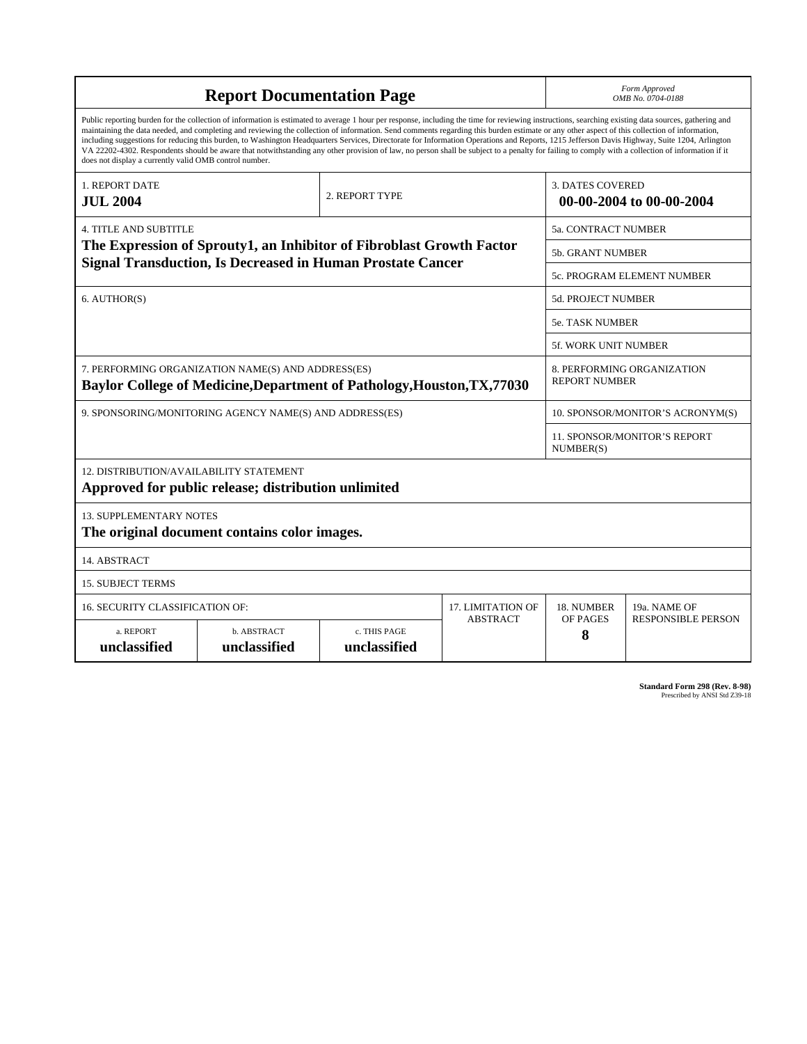# Report Documentation Page

*Form Approved*
*OMB No. 0704-0188*

Public reporting burden for the collection of information is estimated to average 1 hour per response, including the time for reviewing instructions, searching existing data sources, gathering and maintaining the data needed, and completing and reviewing the collection of information. Send comments regarding this burden estimate or any other aspect of this collection of information, including suggestions for reducing this burden, to Washington Headquarters Services, Directorate for Information Operations and Reports, 1215 Jefferson Davis Highway, Suite 1204, Arlington VA 22202-4302. Respondents should be aware that notwithstanding any other provision of law, no person shall be subject to a penalty for failing to comply with a collection of information if it does not display a currently valid OMB control number.

| 1. REPORT DATE | 2. REPORT TYPE | 3. DATES COVERED |
|---|---|---|
| **JUL 2004** | | **00-00-2004 to 00-00-2004** |

| 4. TITLE AND SUBTITLE | 5a. CONTRACT NUMBER |
|---|---|
| **The Expression of Sprouty1, an Inhibitor of Fibroblast Growth Factor Signal Transduction, Is Decreased in Human Prostate Cancer** | 5b. GRANT NUMBER |
| | 5c. PROGRAM ELEMENT NUMBER |
| 6. AUTHOR(S) | 5d. PROJECT NUMBER |
| | 5e. TASK NUMBER |
| | 5f. WORK UNIT NUMBER |
| 7. PERFORMING ORGANIZATION NAME(S) AND ADDRESS(ES) **Baylor College of Medicine,Department of Pathology,Houston,TX,77030** | 8. PERFORMING ORGANIZATION REPORT NUMBER |
| 9. SPONSORING/MONITORING AGENCY NAME(S) AND ADDRESS(ES) | 10. SPONSOR/MONITOR'S ACRONYM(S) |
| | 11. SPONSOR/MONITOR'S REPORT NUMBER(S) |

12. DISTRIBUTION/AVAILABILITY STATEMENT
**Approved for public release; distribution unlimited**

13. SUPPLEMENTARY NOTES
**The original document contains color images.**

14. ABSTRACT

15. SUBJECT TERMS

| 16. SECURITY CLASSIFICATION OF: | | | 17. LIMITATION OF ABSTRACT | 18. NUMBER OF PAGES | 19a. NAME OF RESPONSIBLE PERSON |
|---|---|---|---|---|---|
| a. REPORT | b. ABSTRACT | c. THIS PAGE | | | |
| **unclassified** | **unclassified** | **unclassified** | | **8** | |

**Standard Form 298 (Rev. 8-98)**
Prescribed by ANSI Std Z39-18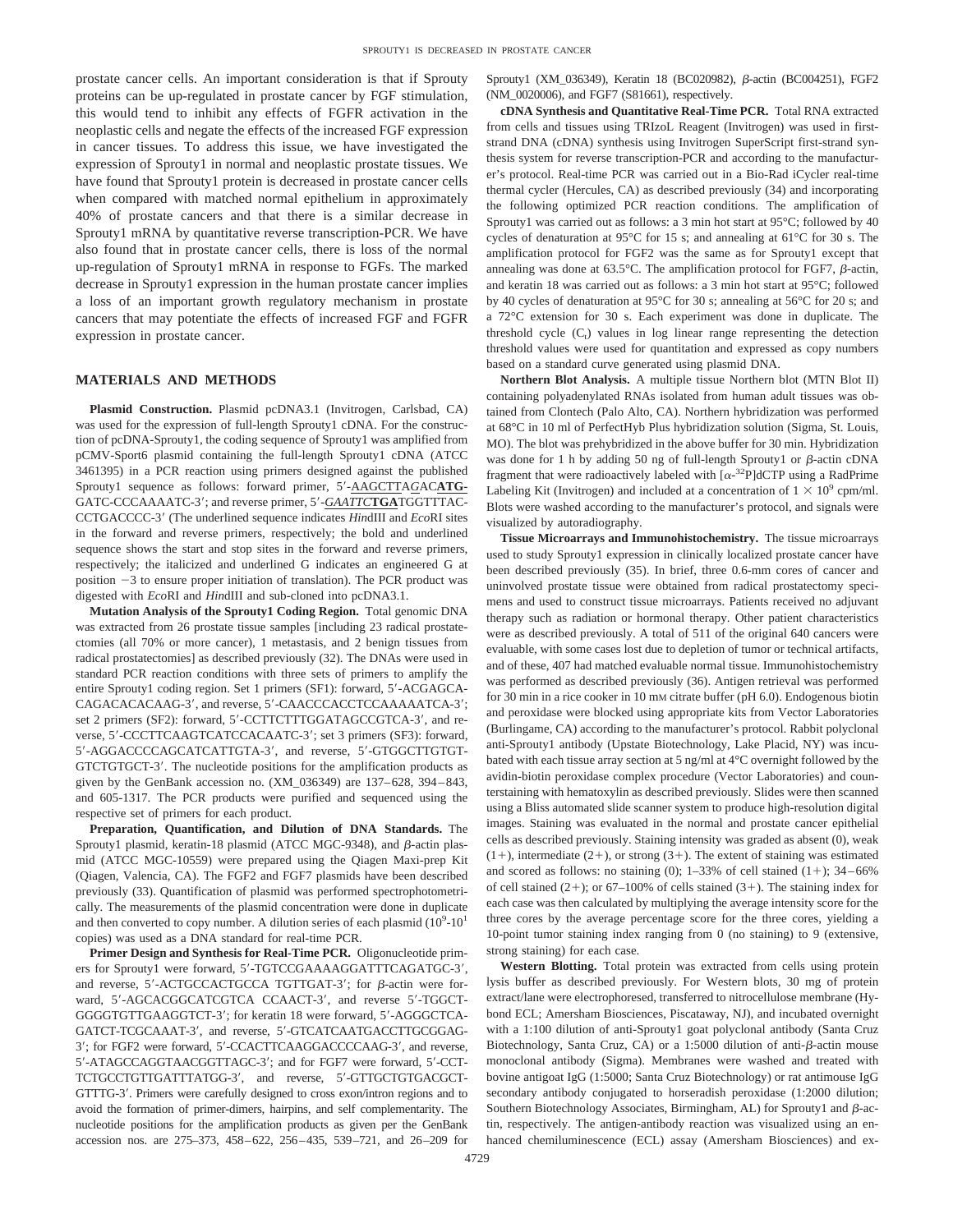prostate cancer cells. An important consideration is that if Sprouty proteins can be up-regulated in prostate cancer by FGF stimulation, this would tend to inhibit any effects of FGFR activation in the neoplastic cells and negate the effects of the increased FGF expression in cancer tissues. To address this issue, we have investigated the expression of Sprouty1 in normal and neoplastic prostate tissues. We have found that Sprouty1 protein is decreased in prostate cancer cells when compared with matched normal epithelium in approximately 40% of prostate cancers and that there is a similar decrease in Sprouty1 mRNA by quantitative reverse transcription-PCR. We have also found that in prostate cancer cells, there is loss of the normal up-regulation of Sprouty1 mRNA in response to FGFs. The marked decrease in Sprouty1 expression in the human prostate cancer implies a loss of an important growth regulatory mechanism in prostate cancers that may potentiate the effects of increased FGF and FGFR expression in prostate cancer.

## MATERIALS AND METHODS

**Plasmid Construction.** Plasmid pcDNA3.1 (Invitrogen, Carlsbad, CA) was used for the expression of full-length Sprouty1 cDNA. For the construction of pcDNA-Sprouty1, the coding sequence of Sprouty1 was amplified from pCMV-Sport6 plasmid containing the full-length Sprouty1 cDNA (ATCC 3461395) in a PCR reaction using primers designed against the published Sprouty1 sequence as follows: forward primer, 5′-<u>AAGCTT</u>A*<u>G</u>*AC**<u>ATG</u>**GATC-CCCAAAATC-3′; and reverse primer, 5′-*<u>GAATTC</u>***<u>TGA</u>**TGGTTTAC-CCTGACCCC-3′ (The underlined sequence indicates *Hin*dIII and *Eco*RI sites in the forward and reverse primers, respectively; the bold and underlined sequence shows the start and stop sites in the forward and reverse primers, respectively; the italicized and underlined G indicates an engineered G at position −3 to ensure proper initiation of translation). The PCR product was digested with *Eco*RI and *Hin*dIII and sub-cloned into pcDNA3.1.

**Mutation Analysis of the Sprouty1 Coding Region.** Total genomic DNA was extracted from 26 prostate tissue samples [including 23 radical prostatectomies (all 70% or more cancer), 1 metastasis, and 2 benign tissues from radical prostatectomies] as described previously (32). The DNAs were used in standard PCR reaction conditions with three sets of primers to amplify the entire Sprouty1 coding region. Set 1 primers (SF1): forward, 5′-ACGAGCA-CAGACACACAAG-3′, and reverse, 5′-CAACCCACCTCCAAAAATCA-3′; set 2 primers (SF2): forward, 5′-CCTTCTTTGGATAGCCGTCA-3′, and reverse, 5′-CCCTTCAAGTCATCCACAATC-3′; set 3 primers (SF3): forward, 5′-AGGACCCCAGCATCATTGTA-3′, and reverse, 5′-GTGGCTTGTGT-GTCTGTGCT-3′. The nucleotide positions for the amplification products as given by the GenBank accession no. (XM_036349) are 137–628, 394–843, and 605-1317. The PCR products were purified and sequenced using the respective set of primers for each product.

**Preparation, Quantification, and Dilution of DNA Standards.** The Sprouty1 plasmid, keratin-18 plasmid (ATCC MGC-9348), and β-actin plasmid (ATCC MGC-10559) were prepared using the Qiagen Maxi-prep Kit (Qiagen, Valencia, CA). The FGF2 and FGF7 plasmids have been described previously (33). Quantification of plasmid was performed spectrophotometrically. The measurements of the plasmid concentration were done in duplicate and then converted to copy number. A dilution series of each plasmid ($10^9$-$10^1$ copies) was used as a DNA standard for real-time PCR.

**Primer Design and Synthesis for Real-Time PCR.** Oligonucleotide primers for Sprouty1 were forward, 5′-TGTCCGAAAAGGATTTCAGATGC-3′, and reverse, 5′-ACTGCCACTGCCA TGTTGAT-3′; for β-actin were forward, 5′-AGCACGGCATCGTCA CCAACT-3′, and reverse 5′-TGGCT-GGGGTGTTGAAGGTCT-3′; for keratin 18 were forward, 5′-AGGGCTCA-GATCT-TCGCAAAT-3′, and reverse, 5′-GTCATCAATGACCTTGCGGAG-3′; for FGF2 were forward, 5′-CCACTTCAAGGACCCCAAG-3′, and reverse, 5′-ATAGCCAGGTAACGGTTAGC-3′; and for FGF7 were forward, 5′-CCT-TCTGCCTGTTGATTTATGG-3′, and reverse, 5′-GTTGCTGTGACGCT-GTTTG-3′. Primers were carefully designed to cross exon/intron regions and to avoid the formation of primer-dimers, hairpins, and self complementarity. The nucleotide positions for the amplification products as given per the GenBank accession nos. are 275–373, 458–622, 256–435, 539–721, and 26–209 for Sprouty1 (XM_036349), Keratin 18 (BC020982), β-actin (BC004251), FGF2 (NM_0020006), and FGF7 (S81661), respectively.

**cDNA Synthesis and Quantitative Real-Time PCR.** Total RNA extracted from cells and tissues using TRIzoL Reagent (Invitrogen) was used in first-strand DNA (cDNA) synthesis using Invitrogen SuperScript first-strand synthesis system for reverse transcription-PCR and according to the manufacturer's protocol. Real-time PCR was carried out in a Bio-Rad iCycler real-time thermal cycler (Hercules, CA) as described previously (34) and incorporating the following optimized PCR reaction conditions. The amplification of Sprouty1 was carried out as follows: a 3 min hot start at 95°C; followed by 40 cycles of denaturation at 95°C for 15 s; and annealing at 61°C for 30 s. The amplification protocol for FGF2 was the same as for Sprouty1 except that annealing was done at 63.5°C. The amplification protocol for FGF7, β-actin, and keratin 18 was carried out as follows: a 3 min hot start at 95°C; followed by 40 cycles of denaturation at 95°C for 30 s; annealing at 56°C for 20 s; and a 72°C extension for 30 s. Each experiment was done in duplicate. The threshold cycle ($C_t$) values in log linear range representing the detection threshold values were used for quantitation and expressed as copy numbers based on a standard curve generated using plasmid DNA.

**Northern Blot Analysis.** A multiple tissue Northern blot (MTN Blot II) containing polyadenylated RNAs isolated from human adult tissues was obtained from Clontech (Palo Alto, CA). Northern hybridization was performed at 68°C in 10 ml of PerfectHyb Plus hybridization solution (Sigma, St. Louis, MO). The blot was prehybridized in the above buffer for 30 min. Hybridization was done for 1 h by adding 50 ng of full-length Sprouty1 or β-actin cDNA fragment that were radioactively labeled with [$\alpha$-$^{32}$P]dCTP using a RadPrime Labeling Kit (Invitrogen) and included at a concentration of $1 \times 10^9$ cpm/ml. Blots were washed according to the manufacturer's protocol, and signals were visualized by autoradiography.

**Tissue Microarrays and Immunohistochemistry.** The tissue microarrays used to study Sprouty1 expression in clinically localized prostate cancer have been described previously (35). In brief, three 0.6-mm cores of cancer and uninvolved prostate tissue were obtained from radical prostatectomy specimens and used to construct tissue microarrays. Patients received no adjuvant therapy such as radiation or hormonal therapy. Other patient characteristics were as described previously. A total of 511 of the original 640 cancers were evaluable, with some cases lost due to depletion of tumor or technical artifacts, and of these, 407 had matched evaluable normal tissue. Immunohistochemistry was performed as described previously (36). Antigen retrieval was performed for 30 min in a rice cooker in 10 mM citrate buffer (pH 6.0). Endogenous biotin and peroxidase were blocked using appropriate kits from Vector Laboratories (Burlingame, CA) according to the manufacturer's protocol. Rabbit polyclonal anti-Sprouty1 antibody (Upstate Biotechnology, Lake Placid, NY) was incubated with each tissue array section at 5 ng/ml at 4°C overnight followed by the avidin-biotin peroxidase complex procedure (Vector Laboratories) and counterstaining with hematoxylin as described previously. Slides were then scanned using a Bliss automated slide scanner system to produce high-resolution digital images. Staining was evaluated in the normal and prostate cancer epithelial cells as described previously. Staining intensity was graded as absent (0), weak (1+), intermediate (2+), or strong (3+). The extent of staining was estimated and scored as follows: no staining (0); 1–33% of cell stained (1+); 34–66% of cell stained (2+); or 67–100% of cells stained (3+). The staining index for each case was then calculated by multiplying the average intensity score for the three cores by the average percentage score for the three cores, yielding a 10-point tumor staining index ranging from 0 (no staining) to 9 (extensive, strong staining) for each case.

**Western Blotting.** Total protein was extracted from cells using protein lysis buffer as described previously. For Western blots, 30 mg of protein extract/lane were electrophoresed, transferred to nitrocellulose membrane (Hybond ECL; Amersham Biosciences, Piscataway, NJ), and incubated overnight with a 1:100 dilution of anti-Sprouty1 goat polyclonal antibody (Santa Cruz Biotechnology, Santa Cruz, CA) or a 1:5000 dilution of anti-β-actin mouse monoclonal antibody (Sigma). Membranes were washed and treated with bovine antigoat IgG (1:5000; Santa Cruz Biotechnology) or rat antimouse IgG secondary antibody conjugated to horseradish peroxidase (1:2000 dilution; Southern Biotechnology Associates, Birmingham, AL) for Sprouty1 and β-actin, respectively. The antigen-antibody reaction was visualized using an enhanced chemiluminescence (ECL) assay (Amersham Biosciences) and ex-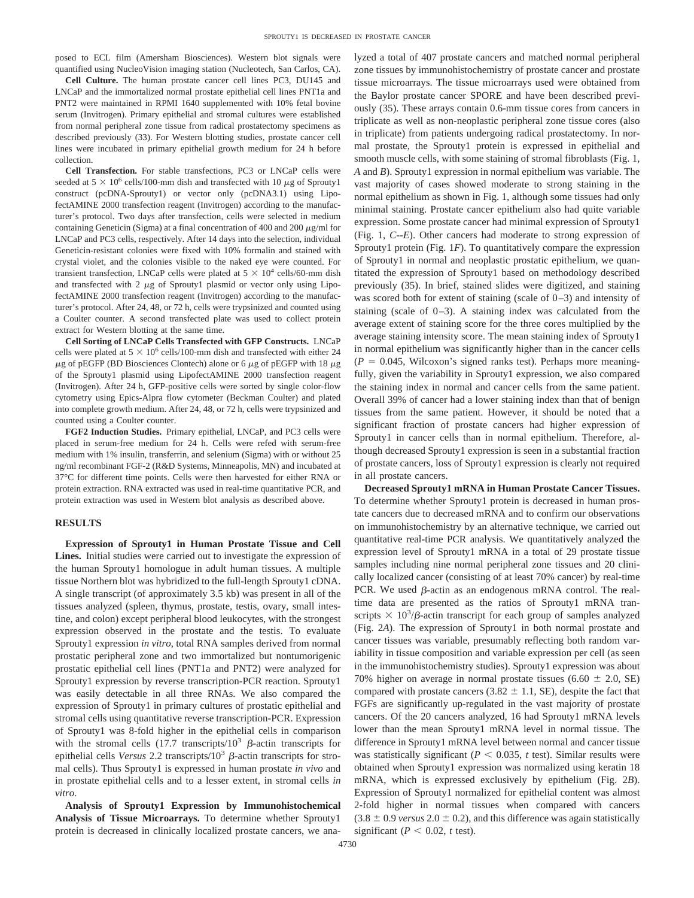posed to ECL film (Amersham Biosciences). Western blot signals were quantified using NucleoVision imaging station (Nucleotech, San Carlos, CA).

**Cell Culture.** The human prostate cancer cell lines PC3, DU145 and LNCaP and the immortalized normal prostate epithelial cell lines PNT1a and PNT2 were maintained in RPMI 1640 supplemented with 10% fetal bovine serum (Invitrogen). Primary epithelial and stromal cultures were established from normal peripheral zone tissue from radical prostatectomy specimens as described previously (33). For Western blotting studies, prostate cancer cell lines were incubated in primary epithelial growth medium for 24 h before collection.

**Cell Transfection.** For stable transfections, PC3 or LNCaP cells were seeded at $5 \times 10^6$ cells/100-mm dish and transfected with 10 $\mu$g of Sprouty1 construct (pcDNA-Sprouty1) or vector only (pcDNA3.1) using LipofectAMINE 2000 transfection reagent (Invitrogen) according to the manufacturer's protocol. Two days after transfection, cells were selected in medium containing Geneticin (Sigma) at a final concentration of 400 and 200 $\mu$g/ml for LNCaP and PC3 cells, respectively. After 14 days into the selection, individual Geneticin-resistant colonies were fixed with 10% formalin and stained with crystal violet, and the colonies visible to the naked eye were counted. For transient transfection, LNCaP cells were plated at $5 \times 10^4$ cells/60-mm dish and transfected with 2 $\mu$g of Sprouty1 plasmid or vector only using LipofectAMINE 2000 transfection reagent (Invitrogen) according to the manufacturer's protocol. After 24, 48, or 72 h, cells were trypsinized and counted using a Coulter counter. A second transfected plate was used to collect protein extract for Western blotting at the same time.

**Cell Sorting of LNCaP Cells Transfected with GFP Constructs.** LNCaP cells were plated at $5 \times 10^6$ cells/100-mm dish and transfected with either 24 $\mu$g of pEGFP (BD Biosciences Clontech) alone or 6 $\mu$g of pEGFP with 18 $\mu$g of the Sprouty1 plasmid using LipofectAMINE 2000 transfection reagent (Invitrogen). After 24 h, GFP-positive cells were sorted by single color-flow cytometry using Epics-Alpra flow cytometer (Beckman Coulter) and plated into complete growth medium. After 24, 48, or 72 h, cells were trypsinized and counted using a Coulter counter.

**FGF2 Induction Studies.** Primary epithelial, LNCaP, and PC3 cells were placed in serum-free medium for 24 h. Cells were refed with serum-free medium with 1% insulin, transferrin, and selenium (Sigma) with or without 25 ng/ml recombinant FGF-2 (R&D Systems, Minneapolis, MN) and incubated at 37°C for different time points. Cells were then harvested for either RNA or protein extraction. RNA extracted was used in real-time quantitative PCR, and protein extraction was used in Western blot analysis as described above.

## RESULTS

**Expression of Sprouty1 in Human Prostate Tissue and Cell Lines.** Initial studies were carried out to investigate the expression of the human Sprouty1 homologue in adult human tissues. A multiple tissue Northern blot was hybridized to the full-length Sprouty1 cDNA. A single transcript (of approximately 3.5 kb) was present in all of the tissues analyzed (spleen, thymus, prostate, testis, ovary, small intestine, and colon) except peripheral blood leukocytes, with the strongest expression observed in the prostate and the testis. To evaluate Sprouty1 expression *in vitro*, total RNA samples derived from normal prostatic peripheral zone and two immortalized but nontumorigenic prostatic epithelial cell lines (PNT1a and PNT2) were analyzed for Sprouty1 expression by reverse transcription-PCR reaction. Sprouty1 was easily detectable in all three RNAs. We also compared the expression of Sprouty1 in primary cultures of prostatic epithelial and stromal cells using quantitative reverse transcription-PCR. Expression of Sprouty1 was 8-fold higher in the epithelial cells in comparison with the stromal cells (17.7 transcripts/$10^3$ $\beta$-actin transcripts for epithelial cells *Versus* 2.2 transcripts/$10^3$ $\beta$-actin transcripts for stromal cells). Thus Sprouty1 is expressed in human prostate *in vivo* and in prostate epithelial cells and to a lesser extent, in stromal cells *in vitro*.

**Analysis of Sprouty1 Expression by Immunohistochemical Analysis of Tissue Microarrays.** To determine whether Sprouty1 protein is decreased in clinically localized prostate cancers, we analyzed a total of 407 prostate cancers and matched normal peripheral zone tissues by immunohistochemistry of prostate cancer and prostate tissue microarrays. The tissue microarrays used were obtained from the Baylor prostate cancer SPORE and have been described previously (35). These arrays contain 0.6-mm tissue cores from cancers in triplicate as well as non-neoplastic peripheral zone tissue cores (also in triplicate) from patients undergoing radical prostatectomy. In normal prostate, the Sprouty1 protein is expressed in epithelial and smooth muscle cells, with some staining of stromal fibroblasts (Fig. 1, *A* and *B*). Sprouty1 expression in normal epithelium was variable. The vast majority of cases showed moderate to strong staining in the normal epithelium as shown in Fig. 1, although some tissues had only minimal staining. Prostate cancer epithelium also had quite variable expression. Some prostate cancer had minimal expression of Sprouty1 (Fig. 1, *C*--*E*). Other cancers had moderate to strong expression of Sprouty1 protein (Fig. 1*F*). To quantitatively compare the expression of Sprouty1 in normal and neoplastic prostatic epithelium, we quantitated the expression of Sprouty1 based on methodology described previously (35). In brief, stained slides were digitized, and staining was scored both for extent of staining (scale of 0–3) and intensity of staining (scale of 0–3). A staining index was calculated from the average extent of staining score for the three cores multiplied by the average staining intensity score. The mean staining index of Sprouty1 in normal epithelium was significantly higher than in the cancer cells ($P = 0.045$, Wilcoxon's signed ranks test). Perhaps more meaningfully, given the variability in Sprouty1 expression, we also compared the staining index in normal and cancer cells from the same patient. Overall 39% of cancer had a lower staining index than that of benign tissues from the same patient. However, it should be noted that a significant fraction of prostate cancers had higher expression of Sprouty1 in cancer cells than in normal epithelium. Therefore, although decreased Sprouty1 expression is seen in a substantial fraction of prostate cancers, loss of Sprouty1 expression is clearly not required in all prostate cancers.

**Decreased Sprouty1 mRNA in Human Prostate Cancer Tissues.** To determine whether Sprouty1 protein is decreased in human prostate cancers due to decreased mRNA and to confirm our observations on immunohistochemistry by an alternative technique, we carried out quantitative real-time PCR analysis. We quantitatively analyzed the expression level of Sprouty1 mRNA in a total of 29 prostate tissue samples including nine normal peripheral zone tissues and 20 clinically localized cancer (consisting of at least 70% cancer) by real-time PCR. We used $\beta$-actin as an endogenous mRNA control. The real-time data are presented as the ratios of Sprouty1 mRNA transcripts $\times$ $10^3$/$\beta$-actin transcript for each group of samples analyzed (Fig. 2*A*). The expression of Sprouty1 in both normal prostate and cancer tissues was variable, presumably reflecting both random variability in tissue composition and variable expression per cell (as seen in the immunohistochemistry studies). Sprouty1 expression was about 70% higher on average in normal prostate tissues (6.60 $\pm$ 2.0, SE) compared with prostate cancers (3.82 $\pm$ 1.1, SE), despite the fact that FGFs are significantly up-regulated in the vast majority of prostate cancers. Of the 20 cancers analyzed, 16 had Sprouty1 mRNA levels lower than the mean Sprouty1 mRNA level in normal tissue. The difference in Sprouty1 mRNA level between normal and cancer tissue was statistically significant ($P < 0.035$, *t* test). Similar results were obtained when Sprouty1 expression was normalized using keratin 18 mRNA, which is expressed exclusively by epithelium (Fig. 2*B*). Expression of Sprouty1 normalized for epithelial content was almost 2-fold higher in normal tissues when compared with cancers (3.8 $\pm$ 0.9 *versus* 2.0 $\pm$ 0.2), and this difference was again statistically significant ($P < 0.02$, *t* test).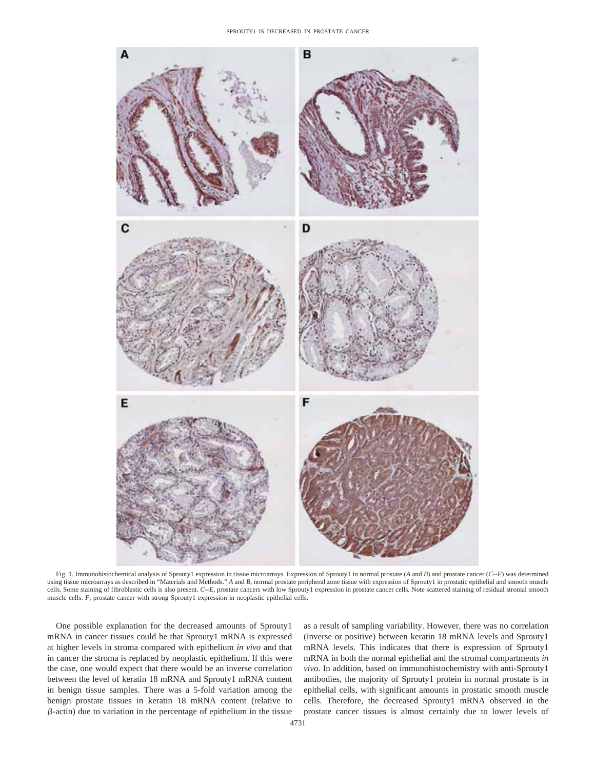Fig. 1. Immunohistochemical analysis of Sprouty1 expression in tissue microarrays. Expression of Sprouty1 in normal prostate (*A* and *B*) and prostate cancer (*C--F*) was determined using tissue microarrays as described in "Materials and Methods." *A* and *B*, normal prostate peripheral zone tissue with expression of Sprouty1 in prostatic epithelial and smooth muscle cells. Some staining of fibroblastic cells is also present. *C--E*, prostate cancers with low Sprouty1 expression in prostate cancer cells. Note scattered staining of residual stromal smooth muscle cells. *F*, prostate cancer with strong Sprouty1 expression in neoplastic epithelial cells.

One possible explanation for the decreased amounts of Sprouty1 mRNA in cancer tissues could be that Sprouty1 mRNA is expressed at higher levels in stroma compared with epithelium *in vivo* and that in cancer the stroma is replaced by neoplastic epithelium. If this were the case, one would expect that there would be an inverse correlation between the level of keratin 18 mRNA and Sprouty1 mRNA content in benign tissue samples. There was a 5-fold variation among the benign prostate tissues in keratin 18 mRNA content (relative to $\beta$-actin) due to variation in the percentage of epithelium in the tissue as a result of sampling variability. However, there was no correlation (inverse or positive) between keratin 18 mRNA levels and Sprouty1 mRNA levels. This indicates that there is expression of Sprouty1 mRNA in both the normal epithelial and the stromal compartments *in vivo*. In addition, based on immunohistochemistry with anti-Sprouty1 antibodies, the majority of Sprouty1 protein in normal prostate is in epithelial cells, with significant amounts in prostatic smooth muscle cells. Therefore, the decreased Sprouty1 mRNA observed in the prostate cancer tissues is almost certainly due to lower levels of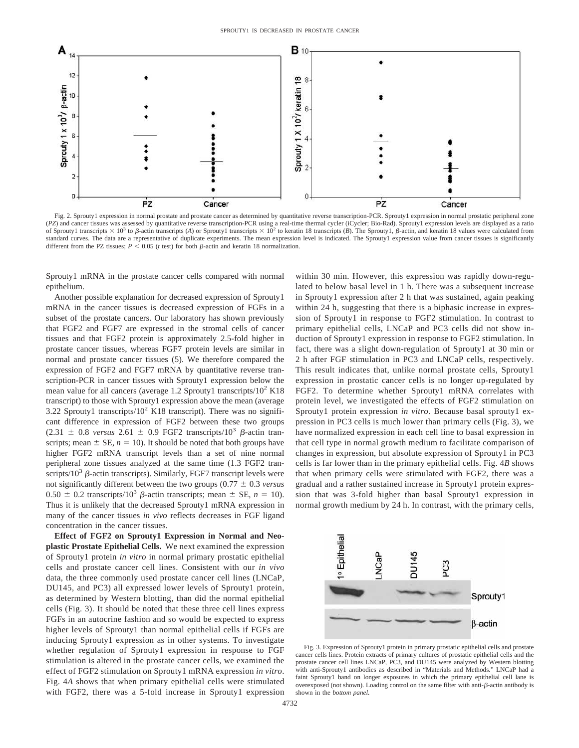Fig. 2. Sprouty1 expression in normal prostate and prostate cancer as determined by quantitative reverse transcription-PCR. Sprouty1 expression in normal prostatic peripheral zone (*PZ*) and cancer tissues was assessed by quantitative reverse transcription-PCR using a real-time thermal cycler (iCycler; Bio-Rad). Sprouty1 expression levels are displayed as a ratio of Sprouty1 transcripts $\times 10^3$ to $\beta$-actin transcripts (*A*) or Sprouty1 transcripts $\times 10^2$ to keratin 18 transcripts (*B*). The Sprouty1, $\beta$-actin, and keratin 18 values were calculated from standard curves. The data are a representative of duplicate experiments. The mean expression level is indicated. The Sprouty1 expression value from cancer tissues is significantly different from the PZ tissues; $P < 0.05$ (*t* test) for both $\beta$-actin and keratin 18 normalization.

Sprouty1 mRNA in the prostate cancer cells compared with normal epithelium.

Another possible explanation for decreased expression of Sprouty1 mRNA in the cancer tissues is decreased expression of FGFs in a subset of the prostate cancers. Our laboratory has shown previously that FGF2 and FGF7 are expressed in the stromal cells of cancer tissues and that FGF2 protein is approximately 2.5-fold higher in prostate cancer tissues, whereas FGF7 protein levels are similar in normal and prostate cancer tissues (5). We therefore compared the expression of FGF2 and FGF7 mRNA by quantitative reverse transcription-PCR in cancer tissues with Sprouty1 expression below the mean value for all cancers (average 1.2 Sprouty1 transcripts/$10^2$ K18 transcript) to those with Sprouty1 expression above the mean (average 3.22 Sprouty1 transcripts/$10^2$ K18 transcript). There was no significant difference in expression of FGF2 between these two groups ($2.31 \pm 0.8$ *versus* $2.61 \pm 0.9$ FGF2 transcripts/$10^3$ $\beta$-actin transcripts; mean $\pm$ SE, $n = 10$). It should be noted that both groups have higher FGF2 mRNA transcript levels than a set of nine normal peripheral zone tissues analyzed at the same time (1.3 FGF2 transcripts/$10^3$ $\beta$-actin transcripts). Similarly, FGF7 transcript levels were not significantly different between the two groups ($0.77 \pm 0.3$ *versus* $0.50 \pm 0.2$ transcripts/$10^3$ $\beta$-actin transcripts; mean $\pm$ SE, $n = 10$). Thus it is unlikely that the decreased Sprouty1 mRNA expression in many of the cancer tissues *in vivo* reflects decreases in FGF ligand concentration in the cancer tissues.

**Effect of FGF2 on Sprouty1 Expression in Normal and Neoplastic Prostate Epithelial Cells.** We next examined the expression of Sprouty1 protein *in vitro* in normal primary prostatic epithelial cells and prostate cancer cell lines. Consistent with our *in vivo* data, the three commonly used prostate cancer cell lines (LNCaP, DU145, and PC3) all expressed lower levels of Sprouty1 protein, as determined by Western blotting, than did the normal epithelial cells (Fig. 3). It should be noted that these three cell lines express FGFs in an autocrine fashion and so would be expected to express higher levels of Sprouty1 than normal epithelial cells if FGFs are inducing Sprouty1 expression as in other systems. To investigate whether regulation of Sprouty1 expression in response to FGF stimulation is altered in the prostate cancer cells, we examined the effect of FGF2 stimulation on Sprouty1 mRNA expression *in vitro*. Fig. 4*A* shows that when primary epithelial cells were stimulated with FGF2, there was a 5-fold increase in Sprouty1 expression within 30 min. However, this expression was rapidly down-regulated to below basal level in 1 h. There was a subsequent increase in Sprouty1 expression after 2 h that was sustained, again peaking within 24 h, suggesting that there is a biphasic increase in expression of Sprouty1 in response to FGF2 stimulation. In contrast to primary epithelial cells, LNCaP and PC3 cells did not show induction of Sprouty1 expression in response to FGF2 stimulation. In fact, there was a slight down-regulation of Sprouty1 at 30 min or 2 h after FGF stimulation in PC3 and LNCaP cells, respectively. This result indicates that, unlike normal prostate cells, Sprouty1 expression in prostatic cancer cells is no longer up-regulated by FGF2. To determine whether Sprouty1 mRNA correlates with protein level, we investigated the effects of FGF2 stimulation on Sprouty1 protein expression *in vitro*. Because basal sprouty1 expression in PC3 cells is much lower than primary cells (Fig. 3), we have normalized expression in each cell line to basal expression in that cell type in normal growth medium to facilitate comparison of changes in expression, but absolute expression of Sprouty1 in PC3 cells is far lower than in the primary epithelial cells. Fig. 4*B* shows that when primary cells were stimulated with FGF2, there was a gradual and a rather sustained increase in Sprouty1 protein expression that was 3-fold higher than basal Sprouty1 expression in normal growth medium by 24 h. In contrast, with the primary cells,

Fig. 3. Expression of Sprouty1 protein in primary prostatic epithelial cells and prostate cancer cells lines. Protein extracts of primary cultures of prostatic epithelial cells and the prostate cancer cell lines LNCaP, PC3, and DU145 were analyzed by Western blotting with anti-Sprouty1 antibodies as described in "Materials and Methods." LNCaP had a faint Sprouty1 band on longer exposures in which the primary epithelial cell lane is overexposed (not shown). Loading control on the same filter with anti-$\beta$-actin antibody is shown in the *bottom panel.*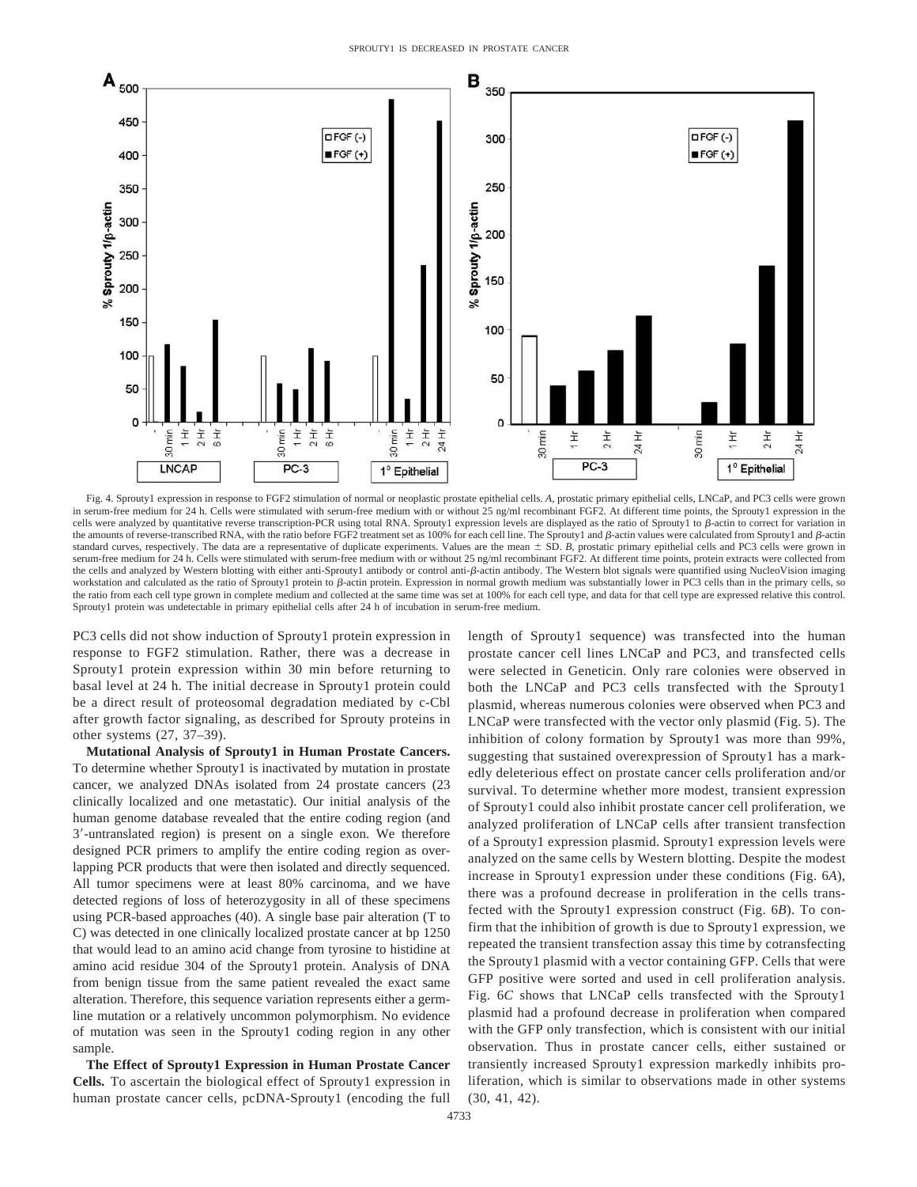Fig. 4. Sprouty1 expression in response to FGF2 stimulation of normal or neoplastic prostate epithelial cells. *A*, prostatic primary epithelial cells, LNCaP, and PC3 cells were grown in serum-free medium for 24 h. Cells were stimulated with serum-free medium with or without 25 ng/ml recombinant FGF2. At different time points, the Sprouty1 expression in the cells were analyzed by quantitative reverse transcription-PCR using total RNA. Sprouty1 expression levels are displayed as the ratio of Sprouty1 to β-actin to correct for variation in the amounts of reverse-transcribed RNA, with the ratio before FGF2 treatment set as 100% for each cell line. The Sprouty1 and β-actin values were calculated from Sprouty1 and β-actin standard curves, respectively. The data are a representative of duplicate experiments. Values are the mean ± SD. *B*, prostatic primary epithelial cells and PC3 cells were grown in serum-free medium for 24 h. Cells were stimulated with serum-free medium with or without 25 ng/ml recombinant FGF2. At different time points, protein extracts were collected from the cells and analyzed by Western blotting with either anti-Sprouty1 antibody or control anti-β-actin antibody. The Western blot signals were quantified using NucleoVision imaging workstation and calculated as the ratio of Sprouty1 protein to β-actin protein. Expression in normal growth medium was substantially lower in PC3 cells than in the primary cells, so the ratio from each cell type grown in complete medium and collected at the same time was set at 100% for each cell type, and data for that cell type are expressed relative this control. Sprouty1 protein was undetectable in primary epithelial cells after 24 h of incubation in serum-free medium.

PC3 cells did not show induction of Sprouty1 protein expression in response to FGF2 stimulation. Rather, there was a decrease in Sprouty1 protein expression within 30 min before returning to basal level at 24 h. The initial decrease in Sprouty1 protein could be a direct result of proteosomal degradation mediated by c-Cbl after growth factor signaling, as described for Sprouty proteins in other systems (27, 37–39).

**Mutational Analysis of Sprouty1 in Human Prostate Cancers.** To determine whether Sprouty1 is inactivated by mutation in prostate cancer, we analyzed DNAs isolated from 24 prostate cancers (23 clinically localized and one metastatic). Our initial analysis of the human genome database revealed that the entire coding region (and 3′-untranslated region) is present on a single exon. We therefore designed PCR primers to amplify the entire coding region as overlapping PCR products that were then isolated and directly sequenced. All tumor specimens were at least 80% carcinoma, and we have detected regions of loss of heterozygosity in all of these specimens using PCR-based approaches (40). A single base pair alteration (T to C) was detected in one clinically localized prostate cancer at bp 1250 that would lead to an amino acid change from tyrosine to histidine at amino acid residue 304 of the Sprouty1 protein. Analysis of DNA from benign tissue from the same patient revealed the exact same alteration. Therefore, this sequence variation represents either a germline mutation or a relatively uncommon polymorphism. No evidence of mutation was seen in the Sprouty1 coding region in any other sample.

**The Effect of Sprouty1 Expression in Human Prostate Cancer Cells.** To ascertain the biological effect of Sprouty1 expression in human prostate cancer cells, pcDNA-Sprouty1 (encoding the full length of Sprouty1 sequence) was transfected into the human prostate cancer cell lines LNCaP and PC3, and transfected cells were selected in Geneticin. Only rare colonies were observed in both the LNCaP and PC3 cells transfected with the Sprouty1 plasmid, whereas numerous colonies were observed when PC3 and LNCaP were transfected with the vector only plasmid (Fig. 5). The inhibition of colony formation by Sprouty1 was more than 99%, suggesting that sustained overexpression of Sprouty1 has a markedly deleterious effect on prostate cancer cells proliferation and/or survival. To determine whether more modest, transient expression of Sprouty1 could also inhibit prostate cancer cell proliferation, we analyzed proliferation of LNCaP cells after transient transfection of a Sprouty1 expression plasmid. Sprouty1 expression levels were analyzed on the same cells by Western blotting. Despite the modest increase in Sprouty1 expression under these conditions (Fig. 6*A*), there was a profound decrease in proliferation in the cells transfected with the Sprouty1 expression construct (Fig. 6*B*). To confirm that the inhibition of growth is due to Sprouty1 expression, we repeated the transient transfection assay this time by cotransfecting the Sprouty1 plasmid with a vector containing GFP. Cells that were GFP positive were sorted and used in cell proliferation analysis. Fig. 6*C* shows that LNCaP cells transfected with the Sprouty1 plasmid had a profound decrease in proliferation when compared with the GFP only transfection, which is consistent with our initial observation. Thus in prostate cancer cells, either sustained or transiently increased Sprouty1 expression markedly inhibits proliferation, which is similar to observations made in other systems (30, 41, 42).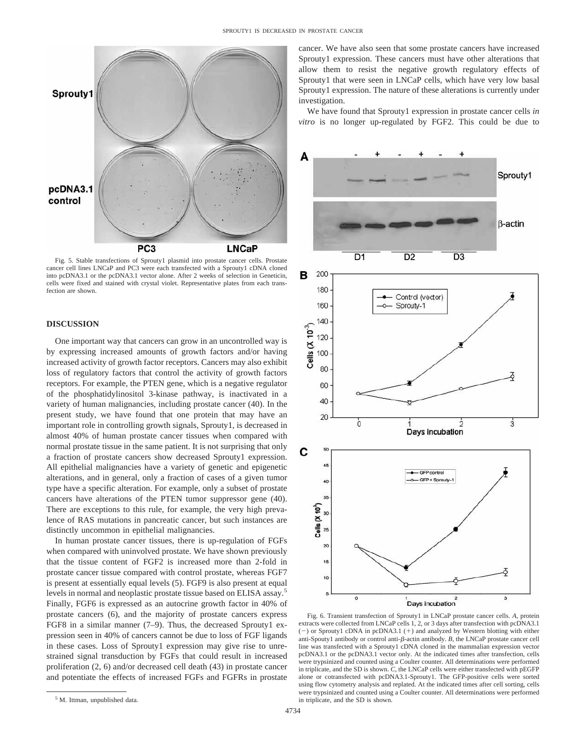Fig. 5. Stable transfections of Sprouty1 plasmid into prostate cancer cells. Prostate cancer cell lines LNCaP and PC3 were each transfected with a Sprouty1 cDNA cloned into pcDNA3.1 or the pcDNA3.1 vector alone. After 2 weeks of selection in Geneticin, cells were fixed and stained with crystal violet. Representative plates from each transfection are shown.

## DISCUSSION

One important way that cancers can grow in an uncontrolled way is by expressing increased amounts of growth factors and/or having increased activity of growth factor receptors. Cancers may also exhibit loss of regulatory factors that control the activity of growth factors receptors. For example, the PTEN gene, which is a negative regulator of the phosphatidylinositol 3-kinase pathway, is inactivated in a variety of human malignancies, including prostate cancer (40). In the present study, we have found that one protein that may have an important role in controlling growth signals, Sprouty1, is decreased in almost 40% of human prostate cancer tissues when compared with normal prostate tissue in the same patient. It is not surprising that only a fraction of prostate cancers show decreased Sprouty1 expression. All epithelial malignancies have a variety of genetic and epigenetic alterations, and in general, only a fraction of cases of a given tumor type have a specific alteration. For example, only a subset of prostate cancers have alterations of the PTEN tumor suppressor gene (40). There are exceptions to this rule, for example, the very high prevalence of RAS mutations in pancreatic cancer, but such instances are distinctly uncommon in epithelial malignancies.

In human prostate cancer tissues, there is up-regulation of FGFs when compared with uninvolved prostate. We have shown previously that the tissue content of FGF2 is increased more than 2-fold in prostate cancer tissue compared with control prostate, whereas FGF7 is present at essentially equal levels (5). FGF9 is also present at equal levels in normal and neoplastic prostate tissue based on ELISA assay.[5] Finally, FGF6 is expressed as an autocrine growth factor in 40% of prostate cancers (6), and the majority of prostate cancers express FGF8 in a similar manner (7–9). Thus, the decreased Sprouty1 expression seen in 40% of cancers cannot be due to loss of FGF ligands in these cases. Loss of Sprouty1 expression may give rise to unrestrained signal transduction by FGFs that could result in increased proliferation (2, 6) and/or decreased cell death (43) in prostate cancer and potentiate the effects of increased FGFs and FGFRs in prostate cancer. We have also seen that some prostate cancers have increased Sprouty1 expression. These cancers must have other alterations that allow them to resist the negative growth regulatory effects of Sprouty1 that were seen in LNCaP cells, which have very low basal Sprouty1 expression. The nature of these alterations is currently under investigation.

We have found that Sprouty1 expression in prostate cancer cells *in vitro* is no longer up-regulated by FGF2. This could be due to

Fig. 6. Transient transfection of Sprouty1 in LNCaP prostate cancer cells. *A*, protein extracts were collected from LNCaP cells 1, 2, or 3 days after transfection with pcDNA3.1 (−) or Sprouty1 cDNA in pcDNA3.1 (+) and analyzed by Western blotting with either anti-Sprouty1 antibody or control anti-β-actin antibody. *B*, the LNCaP prostate cancer cell line was transfected with a Sprouty1 cDNA cloned in the mammalian expression vector pcDNA3.1 or the pcDNA3.1 vector only. At the indicated times after transfection, cells were trypsinized and counted using a Coulter counter. All determinations were performed in triplicate, and the SD is shown. *C*, the LNCaP cells were either transfected with pEGFP alone or cotransfected with pcDNA3.1-Sprouty1. The GFP-positive cells were sorted using flow cytometry analysis and replated. At the indicated times after cell sorting, cells were trypsinized and counted using a Coulter counter. All determinations were performed in triplicate, and the SD is shown.

[5] M. Ittman, unpublished data.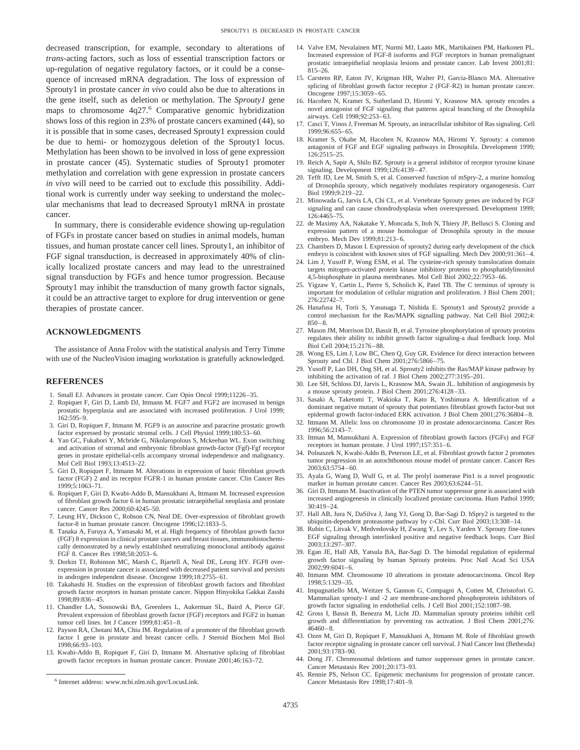decreased transcription, for example, secondary to alterations of *trans*-acting factors, such as loss of essential transcription factors or up-regulation of negative regulatory factors, or it could be a consequence of increased mRNA degradation. The loss of expression of Sprouty1 in prostate cancer *in vivo* could also be due to alterations in the gene itself, such as deletion or methylation. The *Sprouty1* gene maps to chromosome 4q27.[6] Comparative genomic hybridization shows loss of this region in 23% of prostate cancers examined (44), so it is possible that in some cases, decreased Sprouty1 expression could be due to hemi- or homozygous deletion of the Sprouty1 locus. Methylation has been shown to be involved in loss of gene expression in prostate cancer (45). Systematic studies of Sprouty1 promoter methylation and correlation with gene expression in prostate cancers *in vivo* will need to be carried out to exclude this possibility. Additional work is currently under way seeking to understand the molecular mechanisms that lead to decreased Sprouty1 mRNA in prostate cancer.

In summary, there is considerable evidence showing up-regulation of FGFs in prostate cancer based on studies in animal models, human tissues, and human prostate cancer cell lines. Sprouty1, an inhibitor of FGF signal transduction, is decreased in approximately 40% of clinically localized prostate cancers and may lead to the unrestrained signal transduction by FGFs and hence tumor progression. Because Sprouty1 may inhibit the transduction of many growth factor signals, it could be an attractive target to explore for drug intervention or gene therapies of prostate cancer.

## ACKNOWLEDGMENTS

The assistance of Anna Frolov with the statistical analysis and Terry Timme with use of the NucleoVision imaging workstation is gratefully acknowledged.

## REFERENCES

1. Small EJ. Advances in prostate cancer. Curr Opin Oncol 1999;11226–35.
2. Ropiquet F, Giri D, Lamb DJ, Ittmann M. FGF7 and FGF2 are increased in benign prostatic hyperplasia and are associated with increased proliferation. J Urol 1999; 162:595–9.
3. Giri D, Ropiquet F, Ittmann M. FGF9 is an autocrine and paracrine prostatic growth factor expressed by prostatic stromal cells. J Cell Physiol 1999;180:53–60.
4. Yan GC, Fukabori Y, Mcbride G, Nikolaropolous S, Mckeehan WL. Exon switching and activation of stromal and embryonic fibroblast growth-factor (Fgf)-Fgf receptor genes in prostate epithelial-cells accompany stromal independence and malignancy. Mol Cell Biol 1993;13:4513–22.
5. Giri D, Ropiquet F, Ittmann M. Alterations in expression of basic fibroblast growth factor (FGF) 2 and its receptor FGFR-1 in human prostate cancer. Clin Cancer Res 1999;5:1063–71.
6. Ropiquet F, Giri D, Kwabi-Addo B, Mansukhani A, Ittmann M. Increased expression of fibroblast growth factor 6 in human prostatic intraepithelial neoplasia and prostate cancer. Cancer Res 2000;60:4245–50.
7. Leung HY, Dickson C, Robson CN, Neal DE. Over-expression of fibroblast growth factor-8 in human prostate cancer. Oncogene 1996;12:1833–5.
8. Tanaka A, Furuya A, Yamasaki M, et al. High frequency of fibroblast growth factor (FGF) 8 expression in clinical prostate cancers and breast tissues, immunohistochemically demonstrated by a newly established neutralizing monoclonal antibody against FGF 8. Cancer Res 1998;58:2053–6.
9. Dorkin TJ, Robinson MC, Marsh C, Bjartell A, Neal DE, Leung HY. FGF8 over-expression in prostate cancer is associated with decreased patient survival and persists in androgen independent disease. Oncogene 1999;18:2755–61.
10. Takahashi H. Studies on the expression of fibroblast growth factors and fibroblast growth factor receptors in human prostate cancer. Nippon Hinyokika Gakkai Zasshi 1998;89:836–45.
11. Chandler LA, Sosnowski BA, Greenlees L, Aukerman SL, Baird A, Pierce GF. Prevalent expression of fibroblast growth factor (FGF) receptors and FGF2 in human tumor cell lines. Int J Cancer 1999;81:451–8.
12. Payson RA, Chotani MA, Chiu IM. Regulation of a promoter of the fibroblast growth factor 1 gene in prostate and breast cancer cells. J Steroid Biochem Mol Biol 1998;66:93–103.
13. Kwabi-Addo B, Ropiquet F, Giri D, Ittmann M. Alternative splicing of fibroblast growth factor receptors in human prostate cancer. Prostate 2001;46:163–72.
14. Valve EM, Nevalainen MT, Nurmi MJ, Laato MK, Martikainen PM, Harkonen PL. Increased expression of FGF-8 isoforms and FGF receptors in human premalignant prostatic intraepithelial neoplasia lesions and prostate cancer. Lab Invest 2001;81: 815–26.
15. Carstens RP, Eaton JV, Krigman HR, Walter PJ, Garcia-Blanco MA. Alternative splicing of fibroblast growth factor receptor 2 (FGF-R2) in human prostate cancer. Oncogene 1997;15:3059–65.
16. Hacohen N, Kramer S, Sutherland D, Hiromi Y, Krasnow MA. sprouty encodes a novel antagonist of FGF signaling that patterns apical branching of the Drosophila airways. Cell 1998;92:253–63.
17. Casci T, Vinos J, Freeman M. Sprouty, an intracellular inhibitor of Ras signaling. Cell 1999;96:655–65.
18. Kramer S, Okabe M, Hacohen N, Krasnow MA, Hiromi Y. Sprouty: a common antagonist of FGF and EGF signaling pathways in Drosophila. Development 1999; 126:2515–25.
19. Reich A, Sapir A, Shilo BZ. Sprouty is a general inhibitor of receptor tyrosine kinase signaling. Development 1999;126:4139–47.
20. Tefft JD, Lee M, Smith S, et al. Conserved function of mSpry-2, a murine homolog of Drosophila sprouty, which negatively modulates respiratory organogenesis. Curr Biol 1999;9:219–22.
21. Minowada G, Jarvis LA, Chi CL, et al. Vertebrate Sprouty genes are induced by FGF signaling and can cause chondrodysplasia when overexpressed. Development 1999; 126:4465–75.
22. de Maximy AA, Nakatake Y, Moncada S, Itoh N, Thiery JP, Bellusci S. Cloning and expression pattern of a mouse homologue of Drosophila sprouty in the mouse embryo. Mech Dev 1999;81:213–6.
23. Chambers D, Mason I. Expression of sprouty2 during early development of the chick embryo is coincident with known sites of FGF signalling. Mech Dev 2000;91:361–4.
24. Lim J, Yusoff P, Wong ESM, et al. The cysteine-rich sprouty translocation domain targets mitogen-activated protein kinase inhibitory proteins to phosphatidylinositol 4,5-bisphosphate in plasma membranes. Mol Cell Biol 2002;22:7953–66.
25. Yigzaw Y, Cartin L, Pierre S, Scholich K, Patel TB. The C terminus of sprouty is important for modulation of cellular migration and proliferation. J Biol Chem 2001; 276:22742–7.
26. Hanafusa H, Torii S, Yasunaga T, Nishida E. Sprouty1 and Sprouty2 provide a control mechanism for the Ras/MAPK signalling pathway. Nat Cell Biol 2002;4: 850–8.
27. Mason JM, Morrison DJ, Bassit B, et al. Tyrosine phosphorylation of sprouty proteins regulates their ability to inhibit growth factor signaling-a dual feedback loop. Mol Biol Cell 2004;15:2176–88.
28. Wong ES, Lim J, Low BC, Chen Q, Guy GR. Evidence for direct interaction between Sprouty and Cbl. J Biol Chem 2001;276:5866–75.
29. Yusoff P, Lao DH, Ong SH, et al. Sprouty2 inhibits the Ras/MAP kinase pathway by inhibiting the activation of raf. J Biol Chem 2002;277:3195–201.
30. Lee SH, Schloss DJ, Jarvis L, Krasnow MA, Swain JL. Inhibition of angiogenesis by a mouse sprouty protein. J Biol Chem 2001;276:4128–33.
31. Sasaki A, Taketomi T, Wakioka T, Kato R, Yoshimura A. Identification of a dominant negative mutant of sprouty that potentiates fibroblast growth factor-but not epidermal growth factor-induced ERK activation. J Biol Chem 2001;276:36804–8.
32. Ittmann M. Allelic loss on chromosome 10 in prostate adenocarcinoma. Cancer Res 1996;56:2143–7.
33. Ittman M, Mansukhani A. Expression of fibroblast growth factors (FGFs) and FGF receptors in human prostate. J Urol 1997;157:351–6.
34. Polnaszek N, Kwabi-Addo B, Peterson LE, et al. Fibroblast growth factor 2 promotes tumor progression in an autochthonous mouse model of prostate cancer. Cancer Res 2003;63:5754–60.
35. Ayala G, Wang D, Wulf G, et al. The prolyl isomerase Pin1 is a novel prognostic marker in human prostate cancer. Cancer Res 2003;63:6244–51.
36. Giri D, Ittmann M. Inactivation of the PTEN tumor suppressor gene is associated with increased angiogenesis in clinically localized prostate carcinoma. Hum Pathol 1999; 30:419–24.
37. Hall AB, Jura N, DaSilva J, Jang YJ, Gong D, Bar-Sagi D. hSpry2 is targeted to the ubiquitin-dependent proteasome pathway by c-Cbl. Curr Biol 2003;13:308–14.
38. Rubin C, Litvak V, Medvedovsky H, Zwang Y, Lev S, Yarden Y. Sprouty fine-tunes EGF signaling through interlinked positive and negative feedback loops. Curr Biol 2003;13:297–307.
39. Egan JE, Hall AB, Yatsula BA, Bar-Sagi D. The bimodal regulation of epidermal growth factor signaling by human Sprouty proteins. Proc Natl Acad Sci USA 2002;99:6041–6.
40. Ittmann MM. Chromosome 10 alterations in prostate adenocarcinoma. Oncol Rep 1998;5:1329–35.
41. Impagnatiello MA, Weitzer S, Gannon G, Compagni A, Cotten M, Christofori G. Mammalian sprouty-1 and -2 are membrane-anchored phosphoprotein inhibitors of growth factor signaling in endothelial cells. J Cell Biol 2001;152:1087–98.
42. Gross I, Bassit B, Benezra M, Licht JD. Mammalian sprouty proteins inhibit cell growth and differentiation by preventing ras activation. J Biol Chem 2001;276: 46460–8.
43. Ozen M, Giri D, Ropiquet F, Mansukhani A, Ittmann M. Role of fibroblast growth factor receptor signaling in prostate cancer cell survival. J Natl Cancer Inst (Bethesda) 2001;93:1783–90.
44. Dong JT. Chromosomal deletions and tumor suppressor genes in prostate cancer. Cancer Metastasis Rev 2001;20:173–93.
45. Rennie PS, Nelson CC. Epigenetic mechanisms for progression of prostate cancer. Cancer Metastasis Rev 1998;17:401–9.

[6] Internet address: www.ncbi.nlm.nih.gov/LocusLink.